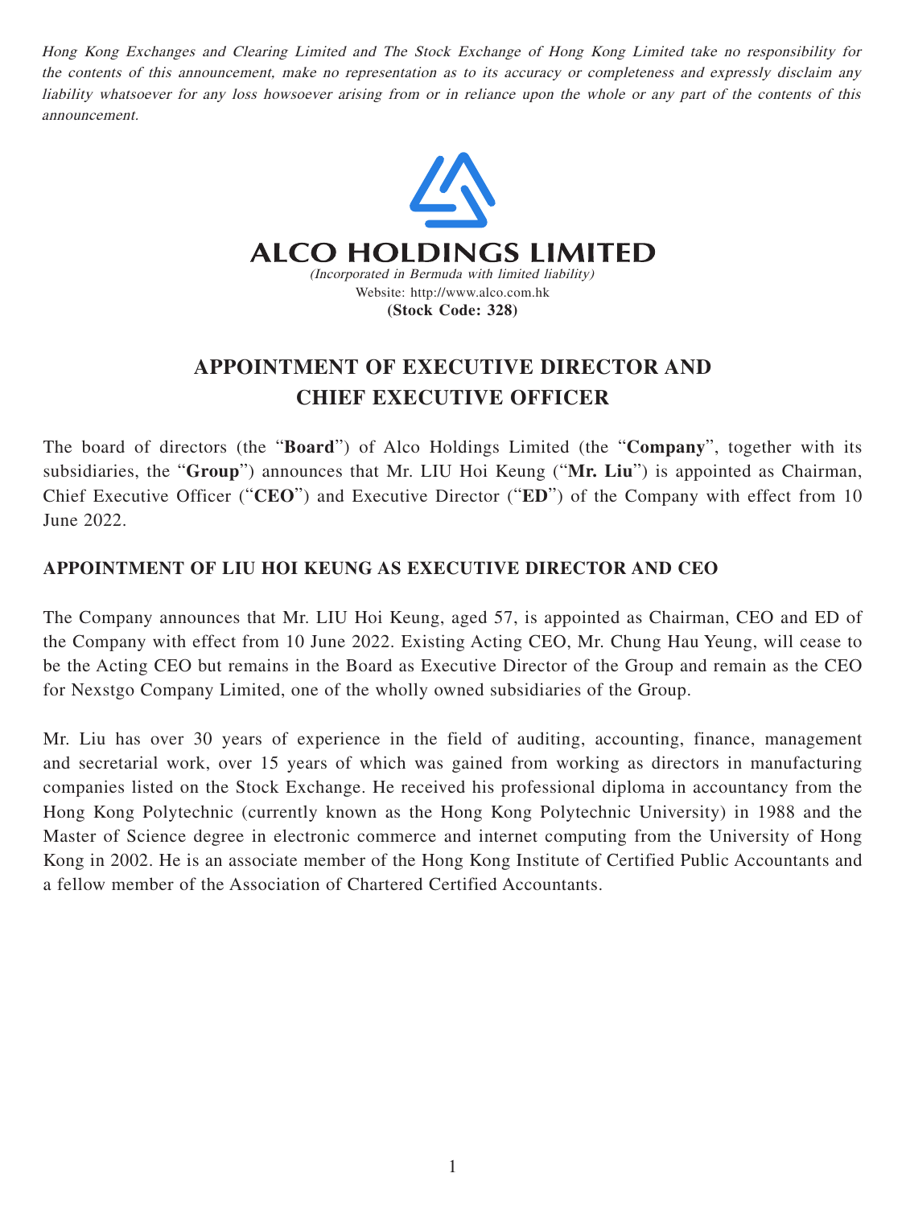*Hong Kong Exchanges and Clearing Limited and The Stock Exchange of Hong Kong Limited take no responsibility for the contents of this announcement, make no representation as to its accuracy or completeness and expressly disclaim any liability whatsoever for any loss howsoever arising from or in reliance upon the whole or any part of the contents of this announcement.*

# ALCO HOLDINGS LIMITED

*(Incorporated in Bermuda with limited liability)*
Website: http://www.alco.com.hk
**(Stock Code: 328)**

# APPOINTMENT OF EXECUTIVE DIRECTOR AND CHIEF EXECUTIVE OFFICER

The board of directors (the "**Board**") of Alco Holdings Limited (the "**Company**", together with its subsidiaries, the "**Group**") announces that Mr. LIU Hoi Keung ("**Mr. Liu**") is appointed as Chairman, Chief Executive Officer ("**CEO**") and Executive Director ("**ED**") of the Company with effect from 10 June 2022.

## APPOINTMENT OF LIU HOI KEUNG AS EXECUTIVE DIRECTOR AND CEO

The Company announces that Mr. LIU Hoi Keung, aged 57, is appointed as Chairman, CEO and ED of the Company with effect from 10 June 2022. Existing Acting CEO, Mr. Chung Hau Yeung, will cease to be the Acting CEO but remains in the Board as Executive Director of the Group and remain as the CEO for Nexstgo Company Limited, one of the wholly owned subsidiaries of the Group.

Mr. Liu has over 30 years of experience in the field of auditing, accounting, finance, management and secretarial work, over 15 years of which was gained from working as directors in manufacturing companies listed on the Stock Exchange. He received his professional diploma in accountancy from the Hong Kong Polytechnic (currently known as the Hong Kong Polytechnic University) in 1988 and the Master of Science degree in electronic commerce and internet computing from the University of Hong Kong in 2002. He is an associate member of the Hong Kong Institute of Certified Public Accountants and a fellow member of the Association of Chartered Certified Accountants.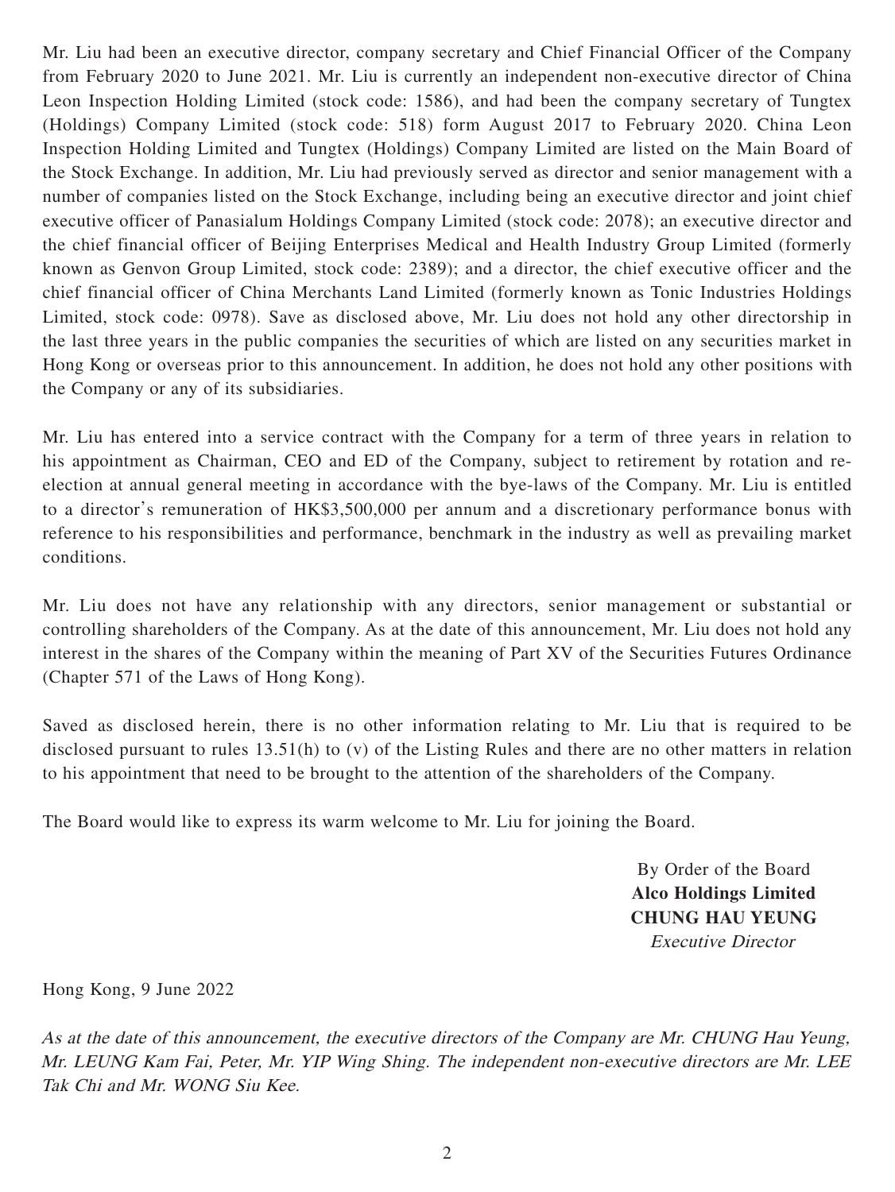Mr. Liu had been an executive director, company secretary and Chief Financial Officer of the Company from February 2020 to June 2021. Mr. Liu is currently an independent non-executive director of China Leon Inspection Holding Limited (stock code: 1586), and had been the company secretary of Tungtex (Holdings) Company Limited (stock code: 518) form August 2017 to February 2020. China Leon Inspection Holding Limited and Tungtex (Holdings) Company Limited are listed on the Main Board of the Stock Exchange. In addition, Mr. Liu had previously served as director and senior management with a number of companies listed on the Stock Exchange, including being an executive director and joint chief executive officer of Panasialum Holdings Company Limited (stock code: 2078); an executive director and the chief financial officer of Beijing Enterprises Medical and Health Industry Group Limited (formerly known as Genvon Group Limited, stock code: 2389); and a director, the chief executive officer and the chief financial officer of China Merchants Land Limited (formerly known as Tonic Industries Holdings Limited, stock code: 0978). Save as disclosed above, Mr. Liu does not hold any other directorship in the last three years in the public companies the securities of which are listed on any securities market in Hong Kong or overseas prior to this announcement. In addition, he does not hold any other positions with the Company or any of its subsidiaries.

Mr. Liu has entered into a service contract with the Company for a term of three years in relation to his appointment as Chairman, CEO and ED of the Company, subject to retirement by rotation and re-election at annual general meeting in accordance with the bye-laws of the Company. Mr. Liu is entitled to a director's remuneration of HK$3,500,000 per annum and a discretionary performance bonus with reference to his responsibilities and performance, benchmark in the industry as well as prevailing market conditions.

Mr. Liu does not have any relationship with any directors, senior management or substantial or controlling shareholders of the Company. As at the date of this announcement, Mr. Liu does not hold any interest in the shares of the Company within the meaning of Part XV of the Securities Futures Ordinance (Chapter 571 of the Laws of Hong Kong).

Saved as disclosed herein, there is no other information relating to Mr. Liu that is required to be disclosed pursuant to rules 13.51(h) to (v) of the Listing Rules and there are no other matters in relation to his appointment that need to be brought to the attention of the shareholders of the Company.

The Board would like to express its warm welcome to Mr. Liu for joining the Board.

By Order of the Board
**Alco Holdings Limited**
**CHUNG HAU YEUNG**
*Executive Director*

Hong Kong, 9 June 2022

*As at the date of this announcement, the executive directors of the Company are Mr. CHUNG Hau Yeung, Mr. LEUNG Kam Fai, Peter, Mr. YIP Wing Shing. The independent non-executive directors are Mr. LEE Tak Chi and Mr. WONG Siu Kee.*